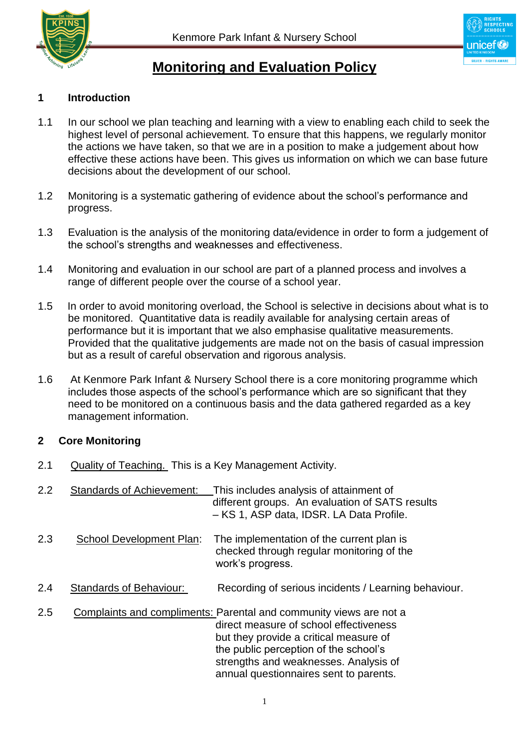Kenmore Park Infant & Nursery School

# Monitoring and Evaluation Policy

## 1 Introduction

1.1 In our school we plan teaching and learning with a view to enabling each child to seek the highest level of personal achievement. To ensure that this happens, we regularly monitor the actions we have taken, so that we are in a position to make a judgement about how effective these actions have been. This gives us information on which we can base future decisions about the development of our school.

1.2 Monitoring is a systematic gathering of evidence about the school's performance and progress.

1.3 Evaluation is the analysis of the monitoring data/evidence in order to form a judgement of the school's strengths and weaknesses and effectiveness.

1.4 Monitoring and evaluation in our school are part of a planned process and involves a range of different people over the course of a school year.

1.5 In order to avoid monitoring overload, the School is selective in decisions about what is to be monitored. Quantitative data is readily available for analysing certain areas of performance but it is important that we also emphasise qualitative measurements. Provided that the qualitative judgements are made not on the basis of casual impression but as a result of careful observation and rigorous analysis.

1.6 At Kenmore Park Infant & Nursery School there is a core monitoring programme which includes those aspects of the school's performance which are so significant that they need to be monitored on a continuous basis and the data gathered regarded as a key management information.

## 2 Core Monitoring

2.1 Quality of Teaching. This is a Key Management Activity.

2.2 Standards of Achievement: This includes analysis of attainment of different groups. An evaluation of SATS results – KS 1, ASP data, IDSR. LA Data Profile.

2.3 School Development Plan: The implementation of the current plan is checked through regular monitoring of the work's progress.

2.4 Standards of Behaviour: Recording of serious incidents / Learning behaviour.

2.5 Complaints and compliments: Parental and community views are not a direct measure of school effectiveness but they provide a critical measure of the public perception of the school's strengths and weaknesses. Analysis of annual questionnaires sent to parents.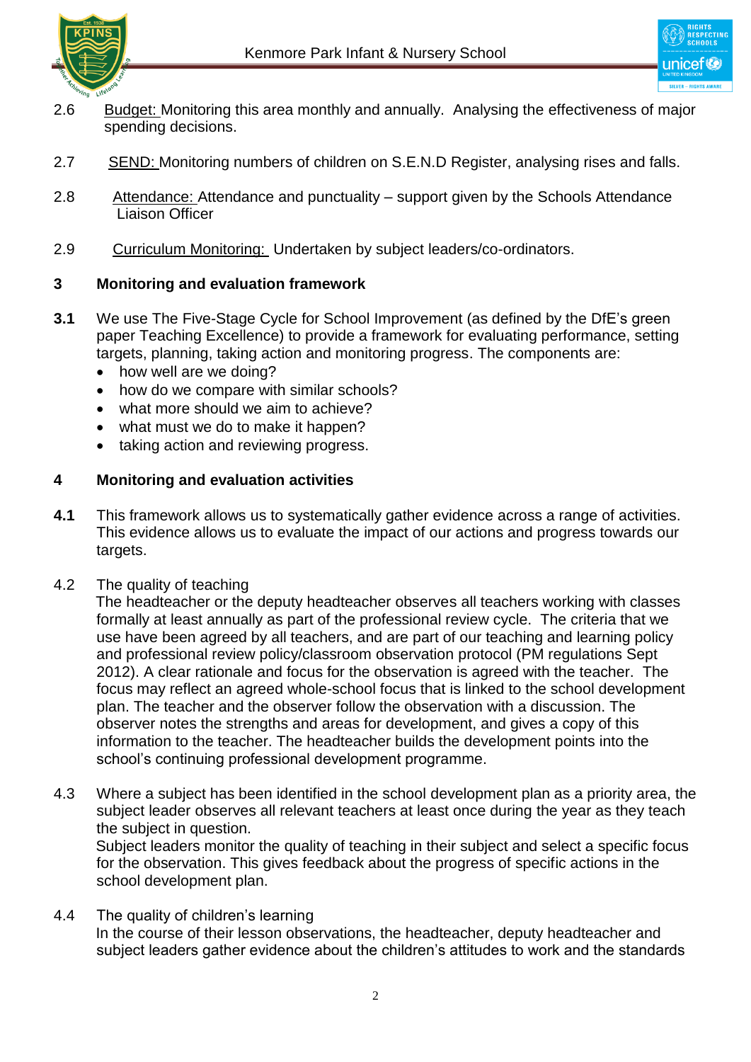2.6 Budget: Monitoring this area monthly and annually. Analysing the effectiveness of major spending decisions.

2.7 SEND: Monitoring numbers of children on S.E.N.D Register, analysing rises and falls.

2.8 Attendance: Attendance and punctuality – support given by the Schools Attendance Liaison Officer

2.9 Curriculum Monitoring: Undertaken by subject leaders/co-ordinators.

## 3 Monitoring and evaluation framework

**3.1** We use The Five-Stage Cycle for School Improvement (as defined by the DfE's green paper Teaching Excellence) to provide a framework for evaluating performance, setting targets, planning, taking action and monitoring progress. The components are:

- how well are we doing?
- how do we compare with similar schools?
- what more should we aim to achieve?
- what must we do to make it happen?
- taking action and reviewing progress.

## 4 Monitoring and evaluation activities

**4.1** This framework allows us to systematically gather evidence across a range of activities. This evidence allows us to evaluate the impact of our actions and progress towards our targets.

4.2 The quality of teaching
The headteacher or the deputy headteacher observes all teachers working with classes formally at least annually as part of the professional review cycle. The criteria that we use have been agreed by all teachers, and are part of our teaching and learning policy and professional review policy/classroom observation protocol (PM regulations Sept 2012). A clear rationale and focus for the observation is agreed with the teacher. The focus may reflect an agreed whole-school focus that is linked to the school development plan. The teacher and the observer follow the observation with a discussion. The observer notes the strengths and areas for development, and gives a copy of this information to the teacher. The headteacher builds the development points into the school's continuing professional development programme.

4.3 Where a subject has been identified in the school development plan as a priority area, the subject leader observes all relevant teachers at least once during the year as they teach the subject in question.
Subject leaders monitor the quality of teaching in their subject and select a specific focus for the observation. This gives feedback about the progress of specific actions in the school development plan.

4.4 The quality of children's learning
In the course of their lesson observations, the headteacher, deputy headteacher and subject leaders gather evidence about the children's attitudes to work and the standards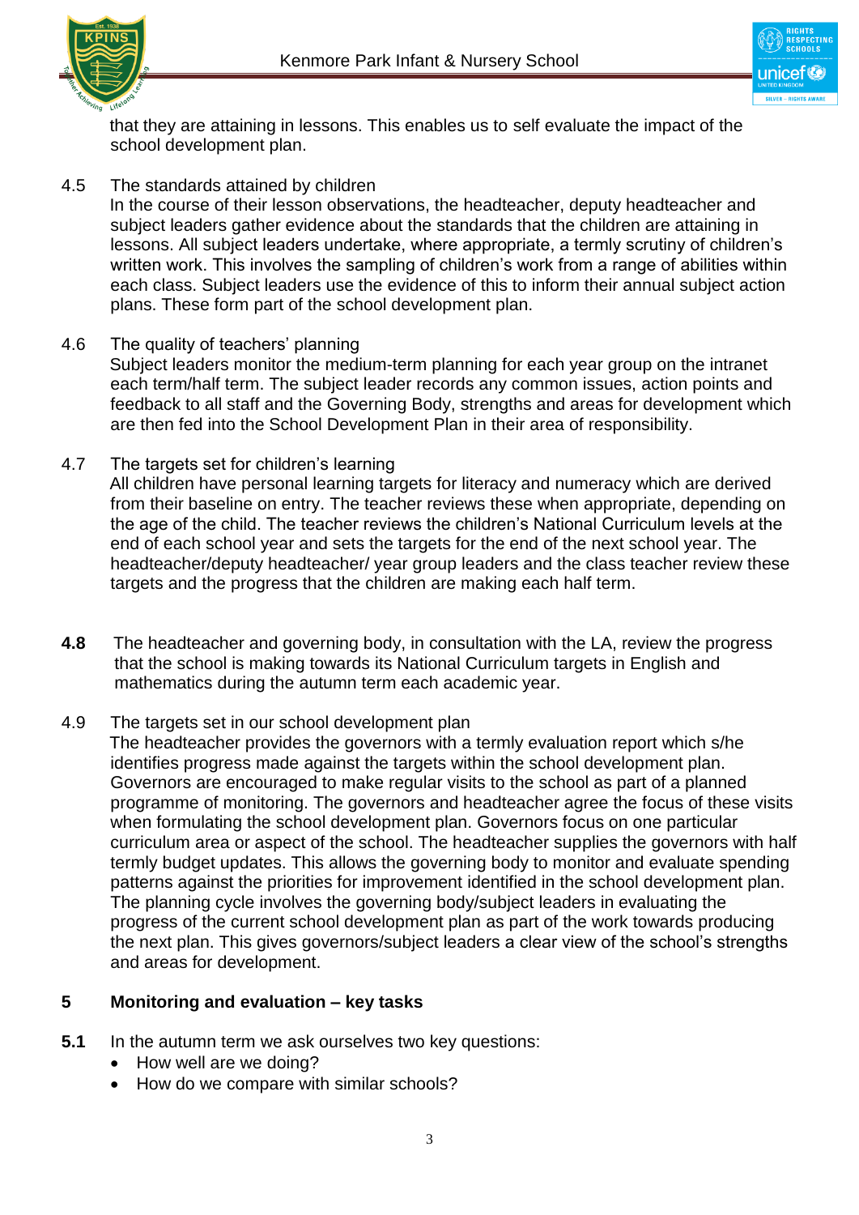that they are attaining in lessons. This enables us to self evaluate the impact of the school development plan.

4.5 The standards attained by children
In the course of their lesson observations, the headteacher, deputy headteacher and subject leaders gather evidence about the standards that the children are attaining in lessons. All subject leaders undertake, where appropriate, a termly scrutiny of children's written work. This involves the sampling of children's work from a range of abilities within each class. Subject leaders use the evidence of this to inform their annual subject action plans. These form part of the school development plan.

4.6 The quality of teachers' planning
Subject leaders monitor the medium-term planning for each year group on the intranet each term/half term. The subject leader records any common issues, action points and feedback to all staff and the Governing Body, strengths and areas for development which are then fed into the School Development Plan in their area of responsibility.

4.7 The targets set for children's learning
All children have personal learning targets for literacy and numeracy which are derived from their baseline on entry. The teacher reviews these when appropriate, depending on the age of the child. The teacher reviews the children's National Curriculum levels at the end of each school year and sets the targets for the end of the next school year. The headteacher/deputy headteacher/ year group leaders and the class teacher review these targets and the progress that the children are making each half term.

**4.8** The headteacher and governing body, in consultation with the LA, review the progress that the school is making towards its National Curriculum targets in English and mathematics during the autumn term each academic year.

4.9 The targets set in our school development plan
The headteacher provides the governors with a termly evaluation report which s/he identifies progress made against the targets within the school development plan. Governors are encouraged to make regular visits to the school as part of a planned programme of monitoring. The governors and headteacher agree the focus of these visits when formulating the school development plan. Governors focus on one particular curriculum area or aspect of the school. The headteacher supplies the governors with half termly budget updates. This allows the governing body to monitor and evaluate spending patterns against the priorities for improvement identified in the school development plan. The planning cycle involves the governing body/subject leaders in evaluating the progress of the current school development plan as part of the work towards producing the next plan. This gives governors/subject leaders a clear view of the school's strengths and areas for development.

## 5 Monitoring and evaluation – key tasks

**5.1** In the autumn term we ask ourselves two key questions:

- How well are we doing?
- How do we compare with similar schools?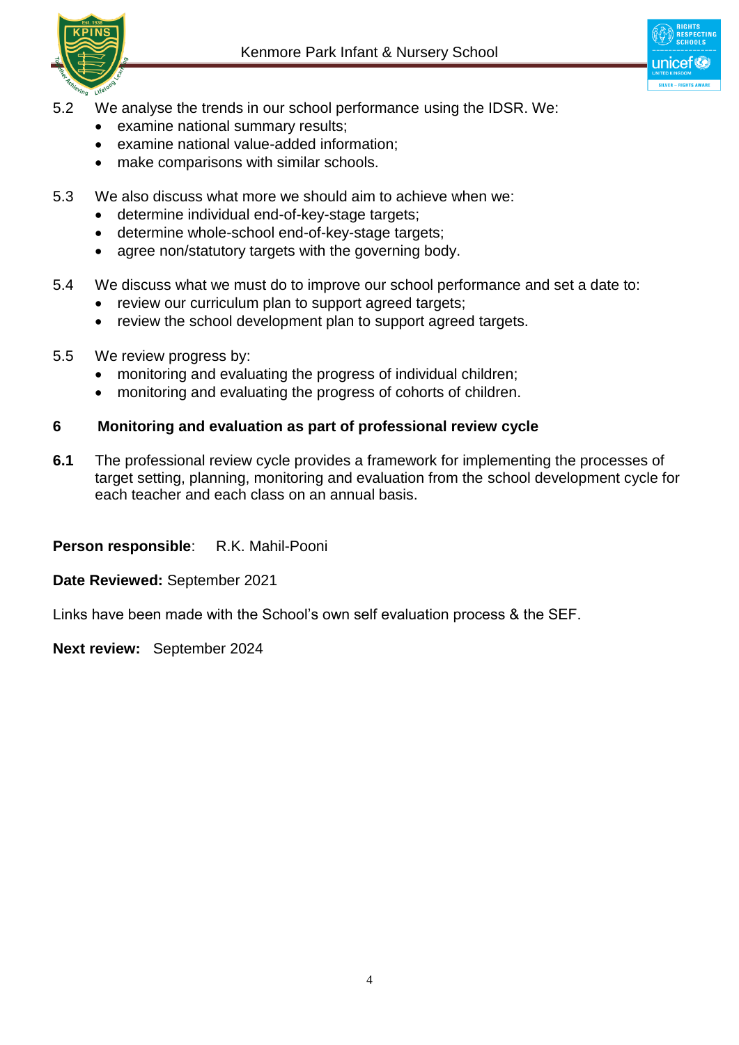5.2 We analyse the trends in our school performance using the IDSR. We:

- examine national summary results;
- examine national value-added information;
- make comparisons with similar schools.

5.3 We also discuss what more we should aim to achieve when we:

- determine individual end-of-key-stage targets;
- determine whole-school end-of-key-stage targets;
- agree non/statutory targets with the governing body.

5.4 We discuss what we must do to improve our school performance and set a date to:

- review our curriculum plan to support agreed targets;
- review the school development plan to support agreed targets.

5.5 We review progress by:

- monitoring and evaluating the progress of individual children;
- monitoring and evaluating the progress of cohorts of children.

## 6 Monitoring and evaluation as part of professional review cycle

**6.1** The professional review cycle provides a framework for implementing the processes of target setting, planning, monitoring and evaluation from the school development cycle for each teacher and each class on an annual basis.

**Person responsible**: R.K. Mahil-Pooni

**Date Reviewed:** September 2021

Links have been made with the School's own self evaluation process & the SEF.

**Next review:** September 2024